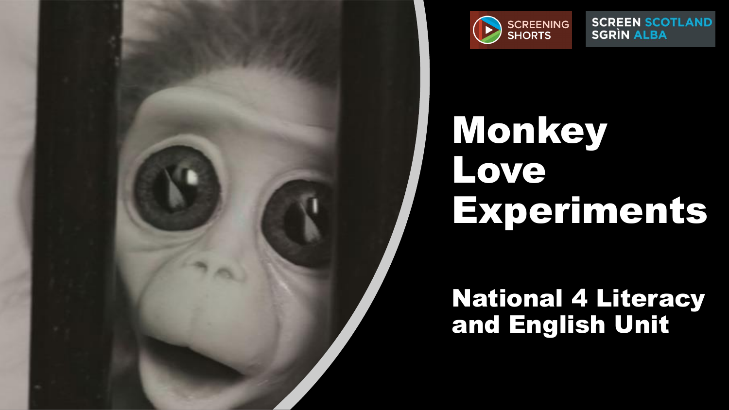SCREENING SHORTS

SCREEN SCOTLAND
SGRÌN ALBA

# Monkey Love Experiments

## National 4 Literacy and English Unit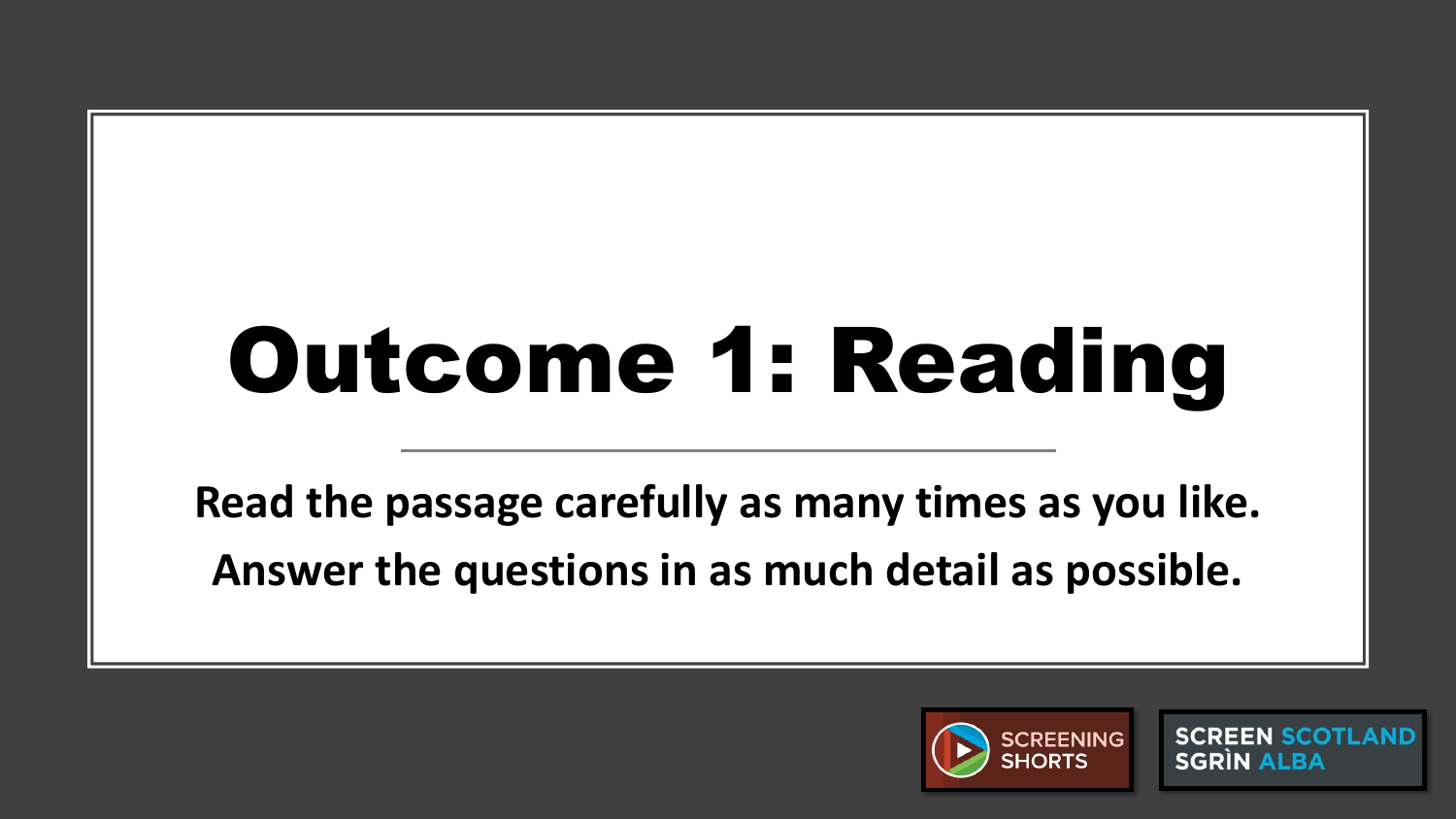# Outcome 1: Reading

**Read the passage carefully as many times as you like.**

**Answer the questions in as much detail as possible.**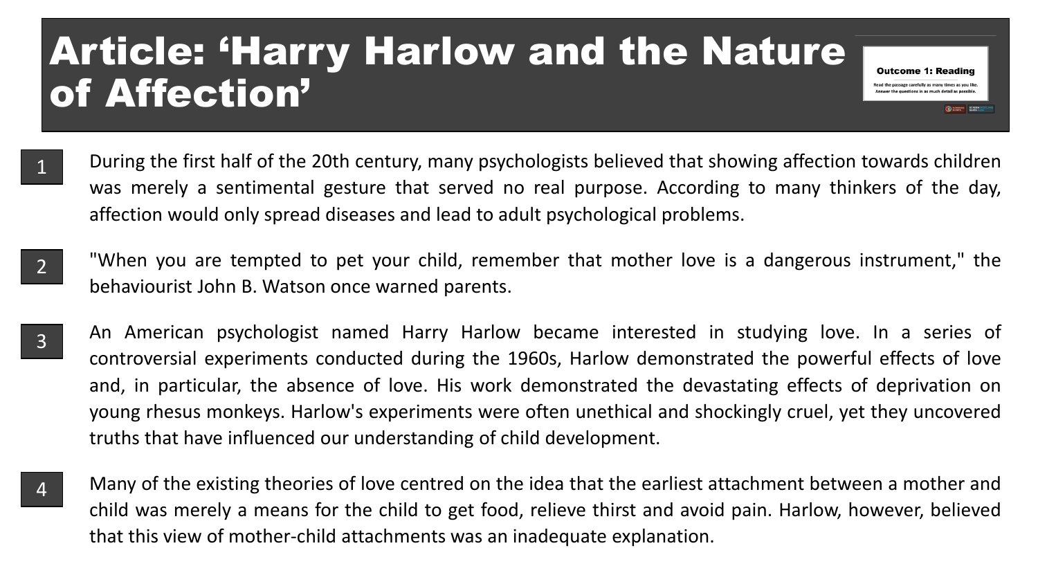# Article: 'Harry Harlow and the Nature of Affection'

**Outcome 1: Reading**

Read the passage carefully as many times as you like. Answer the questions in as much detail as possible.

1 During the first half of the 20th century, many psychologists believed that showing affection towards children was merely a sentimental gesture that served no real purpose. According to many thinkers of the day, affection would only spread diseases and lead to adult psychological problems.

2 "When you are tempted to pet your child, remember that mother love is a dangerous instrument," the behaviourist John B. Watson once warned parents.

3 An American psychologist named Harry Harlow became interested in studying love. In a series of controversial experiments conducted during the 1960s, Harlow demonstrated the powerful effects of love and, in particular, the absence of love. His work demonstrated the devastating effects of deprivation on young rhesus monkeys. Harlow's experiments were often unethical and shockingly cruel, yet they uncovered truths that have influenced our understanding of child development.

4 Many of the existing theories of love centred on the idea that the earliest attachment between a mother and child was merely a means for the child to get food, relieve thirst and avoid pain. Harlow, however, believed that this view of mother-child attachments was an inadequate explanation.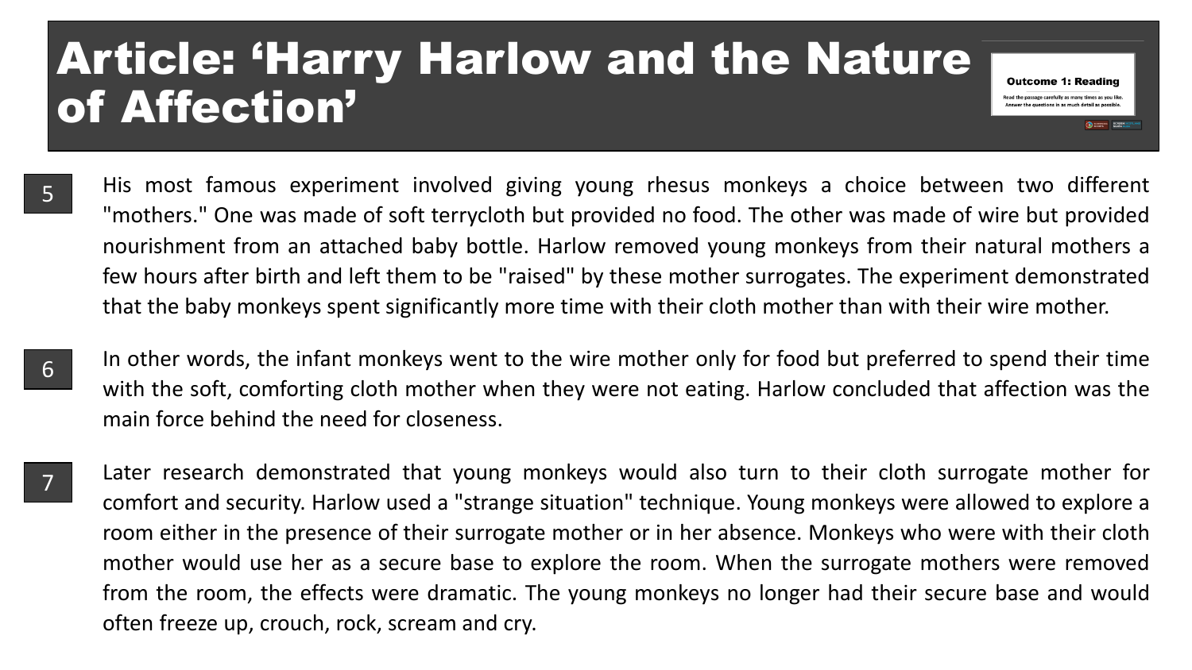# Article: 'Harry Harlow and the Nature of Affection'

**Outcome 1: Reading**

Read the passage carefully as many times as you like. Answer the questions in as much detail as possible.

5 His most famous experiment involved giving young rhesus monkeys a choice between two different "mothers." One was made of soft terrycloth but provided no food. The other was made of wire but provided nourishment from an attached baby bottle. Harlow removed young monkeys from their natural mothers a few hours after birth and left them to be "raised" by these mother surrogates. The experiment demonstrated that the baby monkeys spent significantly more time with their cloth mother than with their wire mother.

6 In other words, the infant monkeys went to the wire mother only for food but preferred to spend their time with the soft, comforting cloth mother when they were not eating. Harlow concluded that affection was the main force behind the need for closeness.

7 Later research demonstrated that young monkeys would also turn to their cloth surrogate mother for comfort and security. Harlow used a "strange situation" technique. Young monkeys were allowed to explore a room either in the presence of their surrogate mother or in her absence. Monkeys who were with their cloth mother would use her as a secure base to explore the room. When the surrogate mothers were removed from the room, the effects were dramatic. The young monkeys no longer had their secure base and would often freeze up, crouch, rock, scream and cry.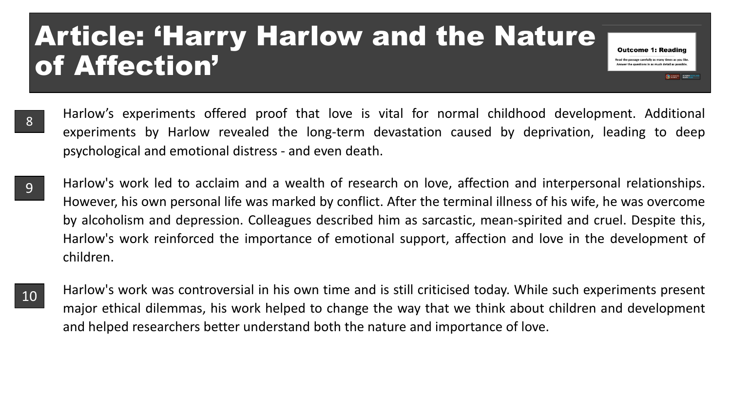# Article: 'Harry Harlow and the Nature of Affection'

**Outcome 1: Reading**

Read the passage carefully as many times as you like. Answer the questions in as much detail as possible.

8 Harlow's experiments offered proof that love is vital for normal childhood development. Additional experiments by Harlow revealed the long-term devastation caused by deprivation, leading to deep psychological and emotional distress - and even death.

9 Harlow's work led to acclaim and a wealth of research on love, affection and interpersonal relationships. However, his own personal life was marked by conflict. After the terminal illness of his wife, he was overcome by alcoholism and depression. Colleagues described him as sarcastic, mean-spirited and cruel. Despite this, Harlow's work reinforced the importance of emotional support, affection and love in the development of children.

10 Harlow's work was controversial in his own time and is still criticised today. While such experiments present major ethical dilemmas, his work helped to change the way that we think about children and development and helped researchers better understand both the nature and importance of love.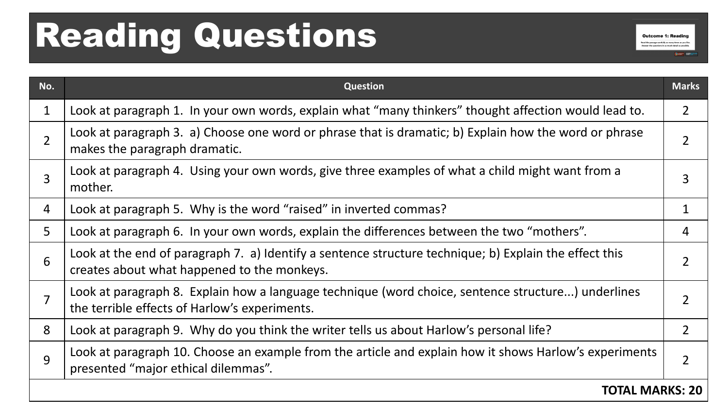# Reading Questions

| No. | Question | Marks |
|---|---|---|
| 1 | Look at paragraph 1. In your own words, explain what "many thinkers" thought affection would lead to. | 2 |
| 2 | Look at paragraph 3. a) Choose one word or phrase that is dramatic; b) Explain how the word or phrase makes the paragraph dramatic. | 2 |
| 3 | Look at paragraph 4. Using your own words, give three examples of what a child might want from a mother. | 3 |
| 4 | Look at paragraph 5. Why is the word "raised" in inverted commas? | 1 |
| 5 | Look at paragraph 6. In your own words, explain the differences between the two "mothers". | 4 |
| 6 | Look at the end of paragraph 7. a) Identify a sentence structure technique; b) Explain the effect this creates about what happened to the monkeys. | 2 |
| 7 | Look at paragraph 8. Explain how a language technique (word choice, sentence structure...) underlines the terrible effects of Harlow's experiments. | 2 |
| 8 | Look at paragraph 9. Why do you think the writer tells us about Harlow's personal life? | 2 |
| 9 | Look at paragraph 10. Choose an example from the article and explain how it shows Harlow's experiments presented "major ethical dilemmas". | 2 |
| | | **TOTAL MARKS: 20** |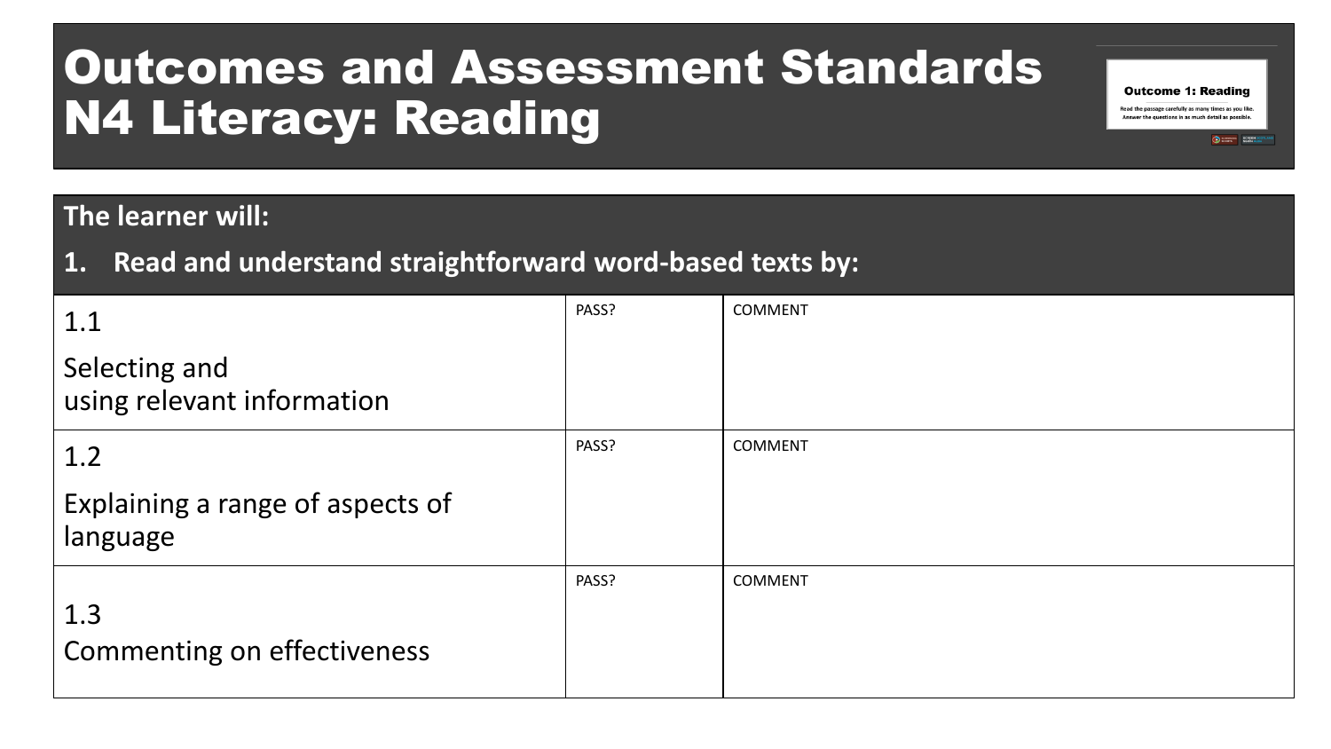# Outcomes and Assessment Standards N4 Literacy: Reading

**The learner will:**

**1. Read and understand straightforward word-based texts by:**

| | | |
|---|---|---|
| 1.1 Selecting and using relevant information | PASS? | COMMENT |
| 1.2 Explaining a range of aspects of language | PASS? | COMMENT |
| 1.3 Commenting on effectiveness | PASS? | COMMENT |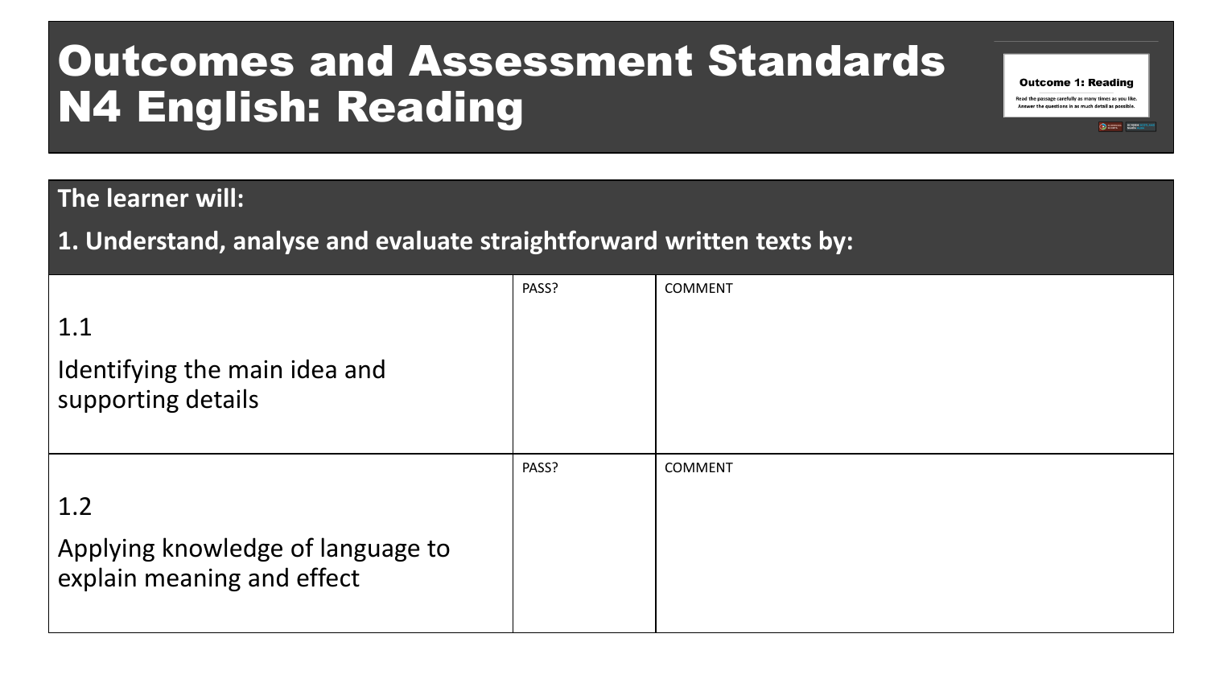# Outcomes and Assessment Standards N4 English: Reading

**The learner will:**

**1. Understand, analyse and evaluate straightforward written texts by:**

| | PASS? | COMMENT |
|---|---|---|
| 1.1 Identifying the main idea and supporting details | | |
| 1.2 Applying knowledge of language to explain meaning and effect | | |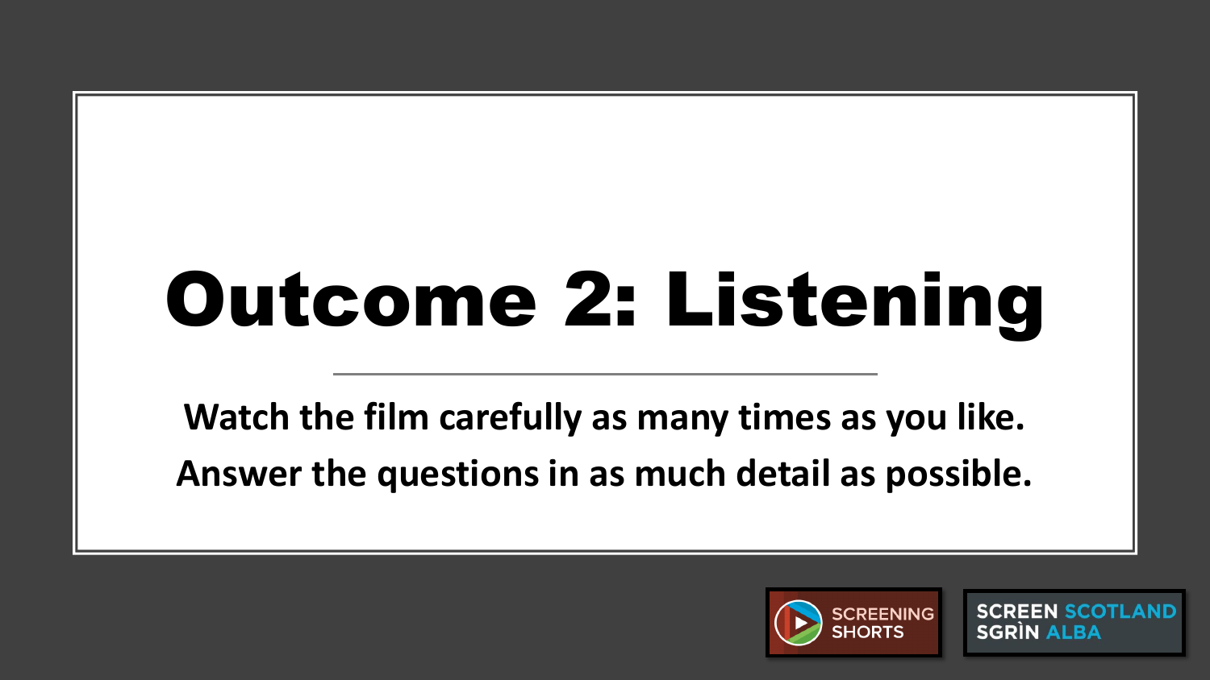# Outcome 2: Listening

**Watch the film carefully as many times as you like.**

**Answer the questions in as much detail as possible.**

SCREENING SHORTS

SCREEN SCOTLAND SGRÌN ALBA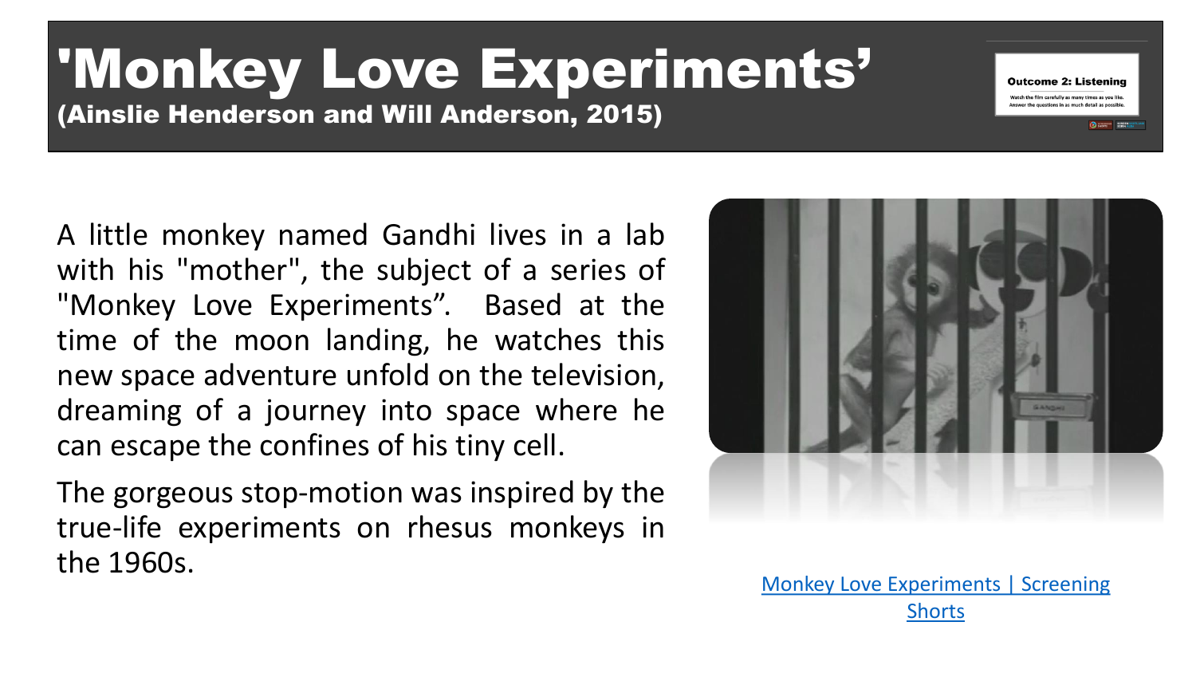# 'Monkey Love Experiments'

**(Ainslie Henderson and Will Anderson, 2015)**

**Outcome 2: Listening**

Watch the film carefully as many times as you like. Answer the questions in as much detail as possible.

A little monkey named Gandhi lives in a lab with his "mother", the subject of a series of "Monkey Love Experiments". Based at the time of the moon landing, he watches this new space adventure unfold on the television, dreaming of a journey into space where he can escape the confines of his tiny cell.

The gorgeous stop-motion was inspired by the true-life experiments on rhesus monkeys in the 1960s.

[Monkey Love Experiments | Screening Shorts]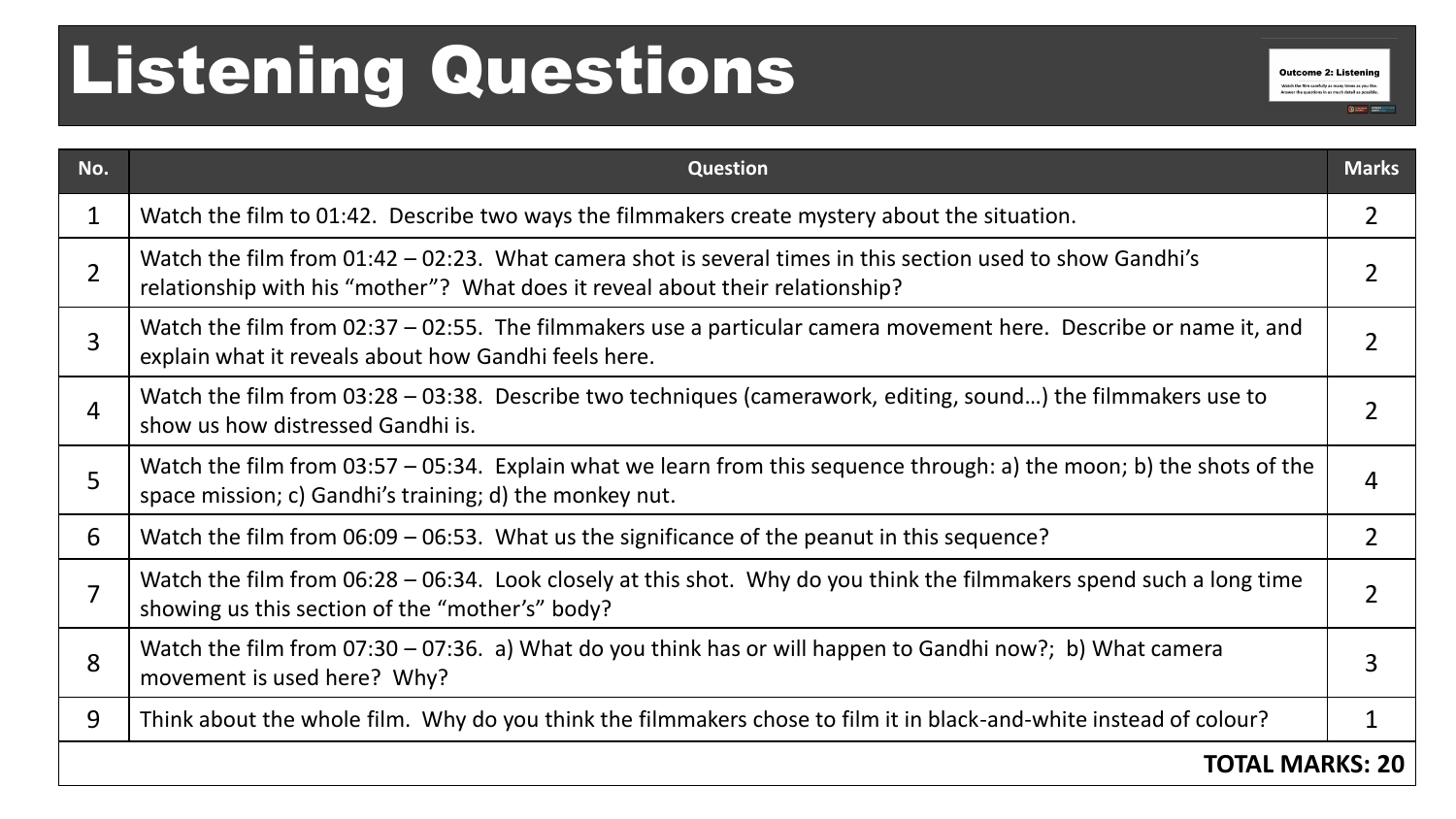# Listening Questions

| No. | Question | Marks |
|---|---|---|
| 1 | Watch the film to 01:42. Describe two ways the filmmakers create mystery about the situation. | 2 |
| 2 | Watch the film from 01:42 – 02:23. What camera shot is several times in this section used to show Gandhi's relationship with his "mother"? What does it reveal about their relationship? | 2 |
| 3 | Watch the film from 02:37 – 02:55. The filmmakers use a particular camera movement here. Describe or name it, and explain what it reveals about how Gandhi feels here. | 2 |
| 4 | Watch the film from 03:28 – 03:38. Describe two techniques (camerawork, editing, sound…) the filmmakers use to show us how distressed Gandhi is. | 2 |
| 5 | Watch the film from 03:57 – 05:34. Explain what we learn from this sequence through: a) the moon; b) the shots of the space mission; c) Gandhi's training; d) the monkey nut. | 4 |
| 6 | Watch the film from 06:09 – 06:53. What us the significance of the peanut in this sequence? | 2 |
| 7 | Watch the film from 06:28 – 06:34. Look closely at this shot. Why do you think the filmmakers spend such a long time showing us this section of the "mother's" body? | 2 |
| 8 | Watch the film from 07:30 – 07:36. a) What do you think has or will happen to Gandhi now?; b) What camera movement is used here? Why? | 3 |
| 9 | Think about the whole film. Why do you think the filmmakers chose to film it in black-and-white instead of colour? | 1 |
| | | **TOTAL MARKS: 20** |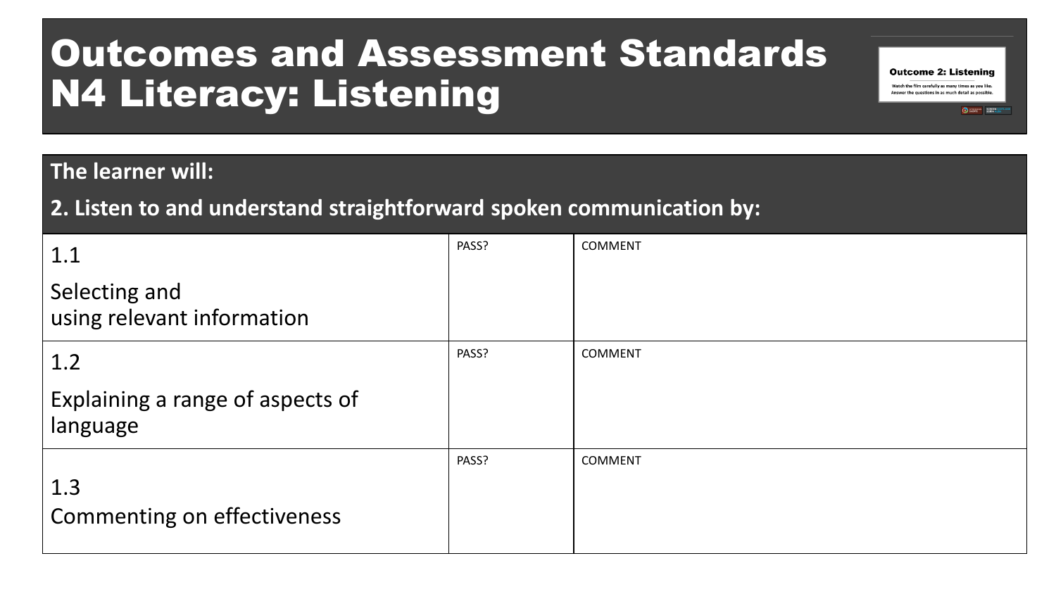# Outcomes and Assessment Standards N4 Literacy: Listening

**The learner will:**

**2. Listen to and understand straightforward spoken communication by:**

| | PASS? | COMMENT |
|---|---|---|
| 1.1 Selecting and using relevant information | | |
| 1.2 Explaining a range of aspects of language | | |
| 1.3 Commenting on effectiveness | | |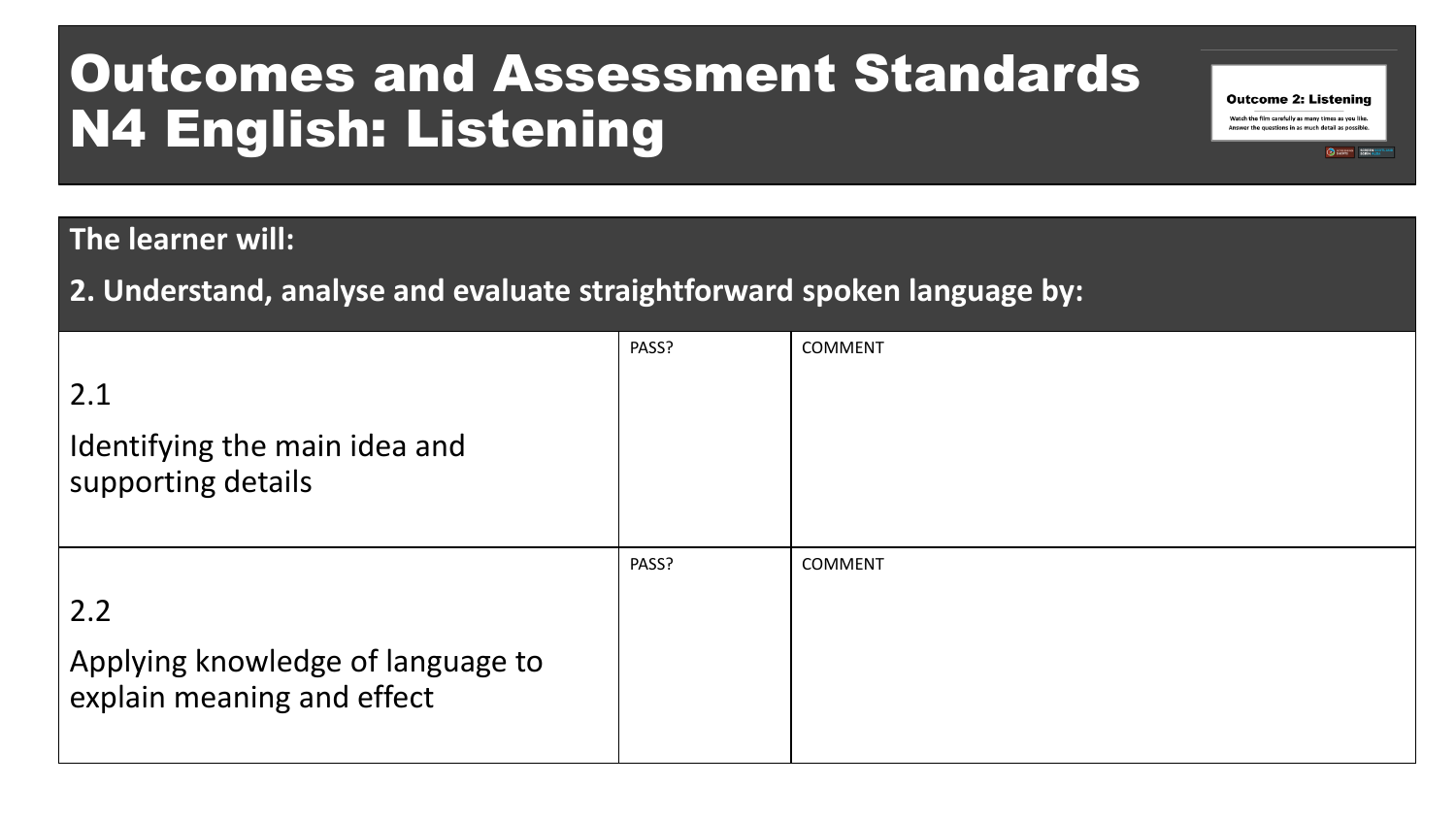# Outcomes and Assessment Standards N4 English: Listening

**The learner will:**

**2. Understand, analyse and evaluate straightforward spoken language by:**

| | PASS? | COMMENT |
|---|---|---|
| 2.1 Identifying the main idea and supporting details | | |
| 2.2 Applying knowledge of language to explain meaning and effect | | |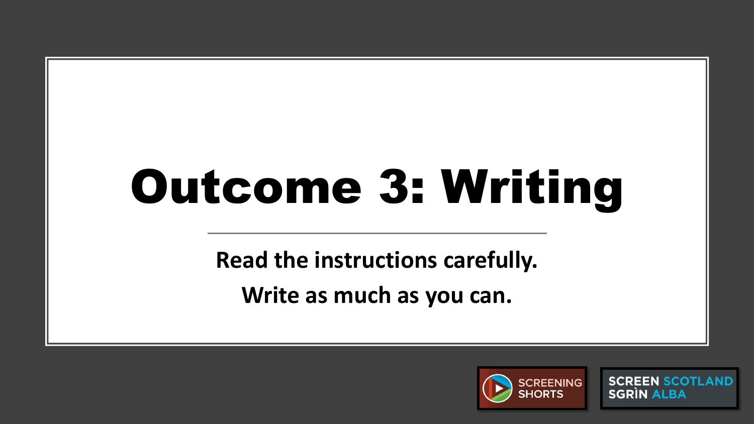# Outcome 3: Writing

**Read the instructions carefully.**

**Write as much as you can.**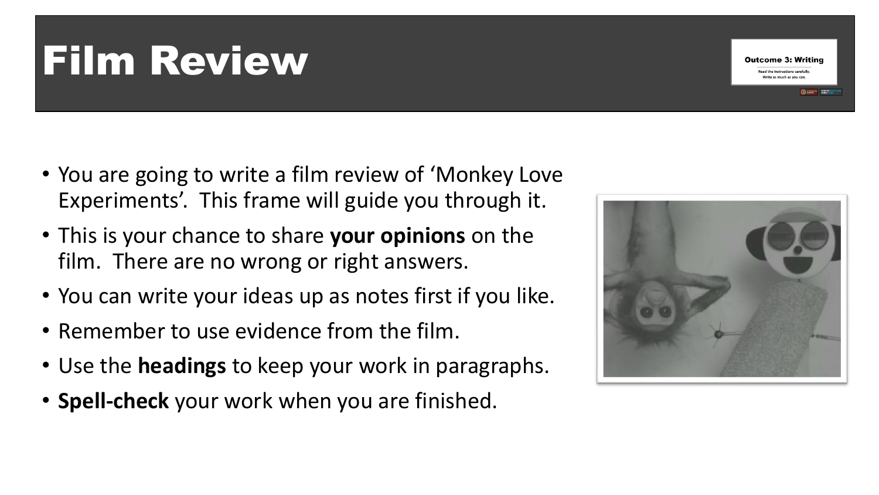# Film Review

**Outcome 3: Writing**

Read the instructions carefully.
Write as much as you can.

- You are going to write a film review of 'Monkey Love Experiments'. This frame will guide you through it.
- This is your chance to share **your opinions** on the film. There are no wrong or right answers.
- You can write your ideas up as notes first if you like.
- Remember to use evidence from the film.
- Use the **headings** to keep your work in paragraphs.
- **Spell-check** your work when you are finished.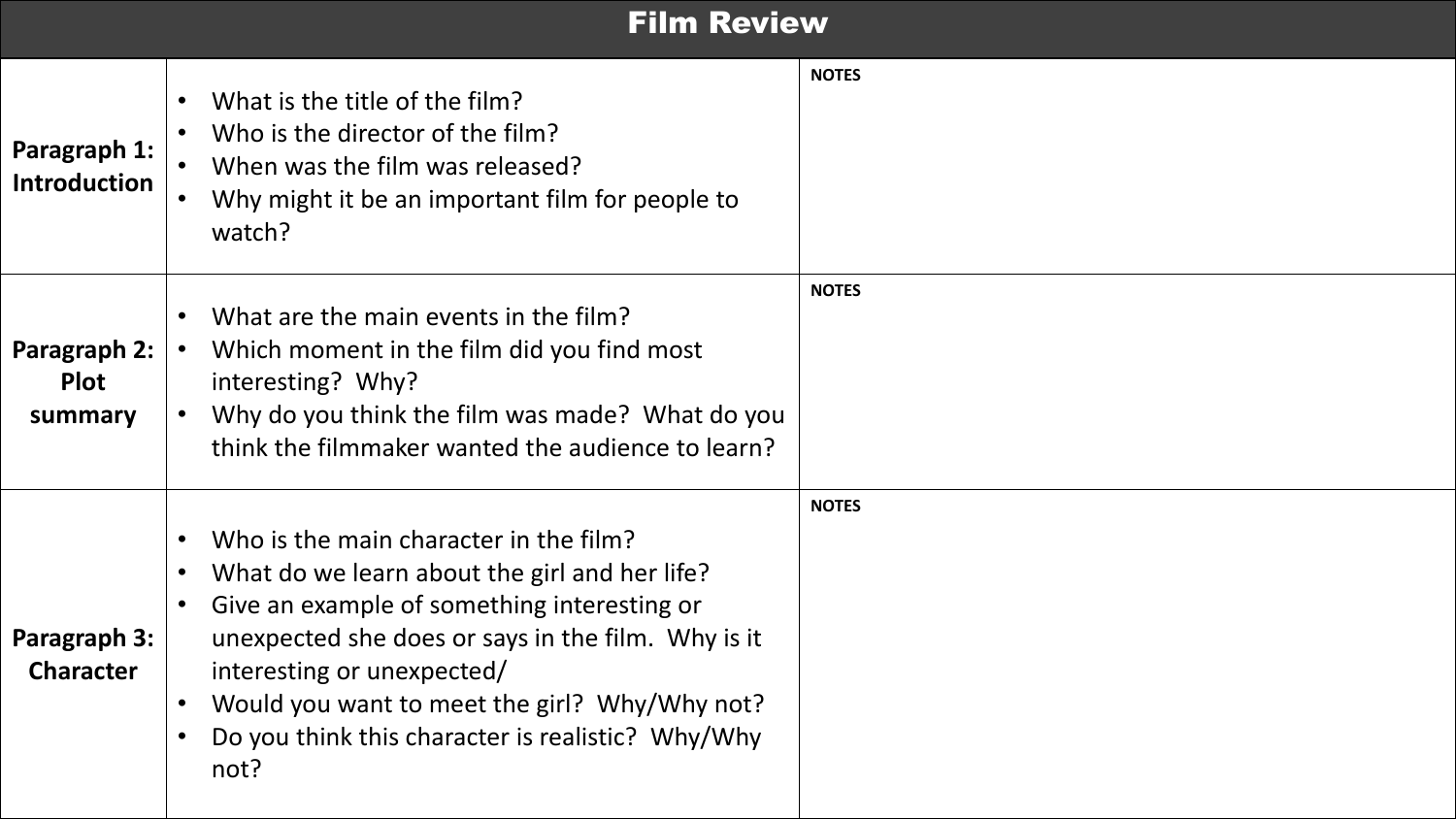# Film Review

| | | |
|---|---|---|
| **Paragraph 1: Introduction** | • What is the title of the film?<br>• Who is the director of the film?<br>• When was the film was released?<br>• Why might it be an important film for people to watch? | **NOTES** |
| **Paragraph 2: Plot summary** | • What are the main events in the film?<br>• Which moment in the film did you find most interesting? Why?<br>• Why do you think the film was made? What do you think the filmmaker wanted the audience to learn? | **NOTES** |
| **Paragraph 3: Character** | • Who is the main character in the film?<br>• What do we learn about the girl and her life?<br>• Give an example of something interesting or unexpected she does or says in the film. Why is it interesting or unexpected/<br>• Would you want to meet the girl? Why/Why not?<br>• Do you think this character is realistic? Why/Why not? | **NOTES** |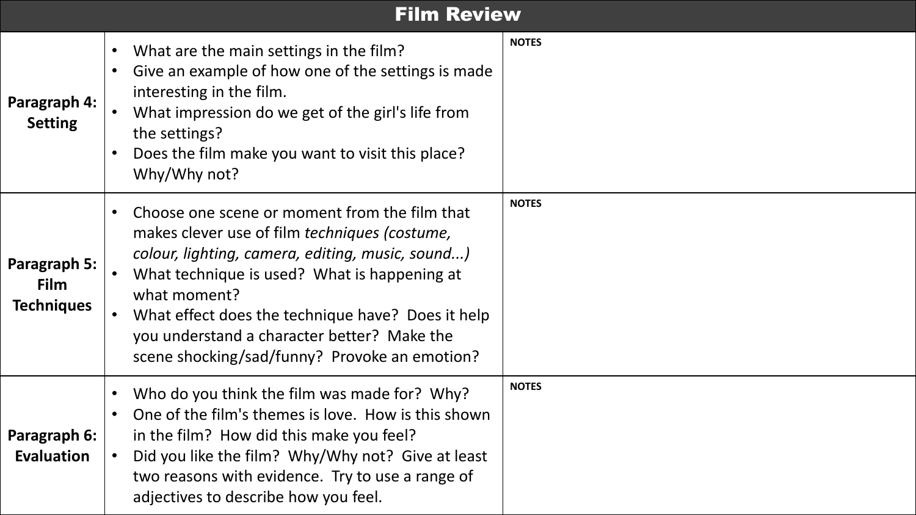# Film Review

| | | |
|---|---|---|
| **Paragraph 4: Setting** | • What are the main settings in the film?<br>• Give an example of how one of the settings is made interesting in the film.<br>• What impression do we get of the girl's life from the settings?<br>• Does the film make you want to visit this place? Why/Why not? | **NOTES** |
| **Paragraph 5: Film Techniques** | • Choose one scene or moment from the film that makes clever use of film *techniques (costume, colour, lighting, camera, editing, music, sound...)*<br>• What technique is used? What is happening at what moment?<br>• What effect does the technique have? Does it help you understand a character better? Make the scene shocking/sad/funny? Provoke an emotion? | **NOTES** |
| **Paragraph 6: Evaluation** | • Who do you think the film was made for? Why?<br>• One of the film's themes is love. How is this shown in the film? How did this make you feel?<br>• Did you like the film? Why/Why not? Give at least two reasons with evidence. Try to use a range of adjectives to describe how you feel. | **NOTES** |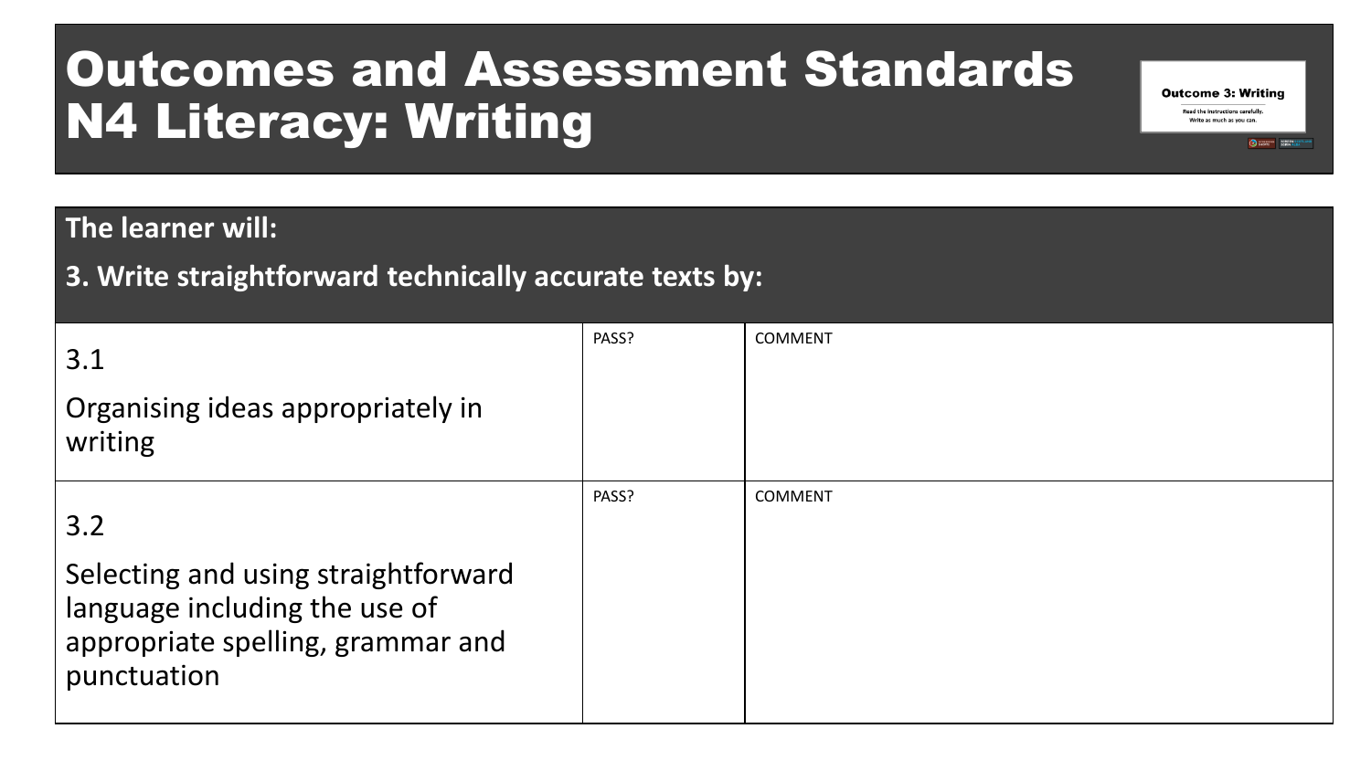# Outcomes and Assessment Standards N4 Literacy: Writing

**The learner will:**

**3. Write straightforward technically accurate texts by:**

| | | |
|---|---|---|
| 3.1<br><br>Organising ideas appropriately in writing | PASS? | COMMENT |
| 3.2<br><br>Selecting and using straightforward language including the use of appropriate spelling, grammar and punctuation | PASS? | COMMENT |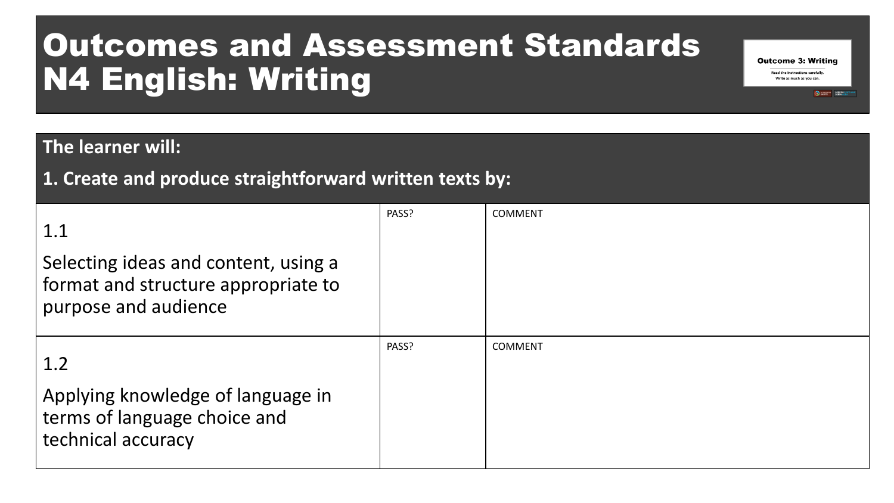# Outcomes and Assessment Standards N4 English: Writing

**The learner will:**

**1. Create and produce straightforward written texts by:**

| | | |
|---|---|---|
| 1.1<br><br>Selecting ideas and content, using a format and structure appropriate to purpose and audience | PASS? | COMMENT |
| 1.2<br><br>Applying knowledge of language in terms of language choice and technical accuracy | PASS? | COMMENT |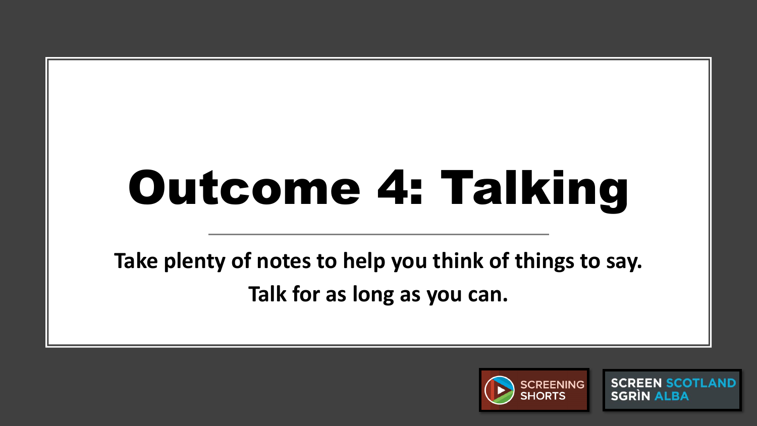# Outcome 4: Talking

**Take plenty of notes to help you think of things to say.**

**Talk for as long as you can.**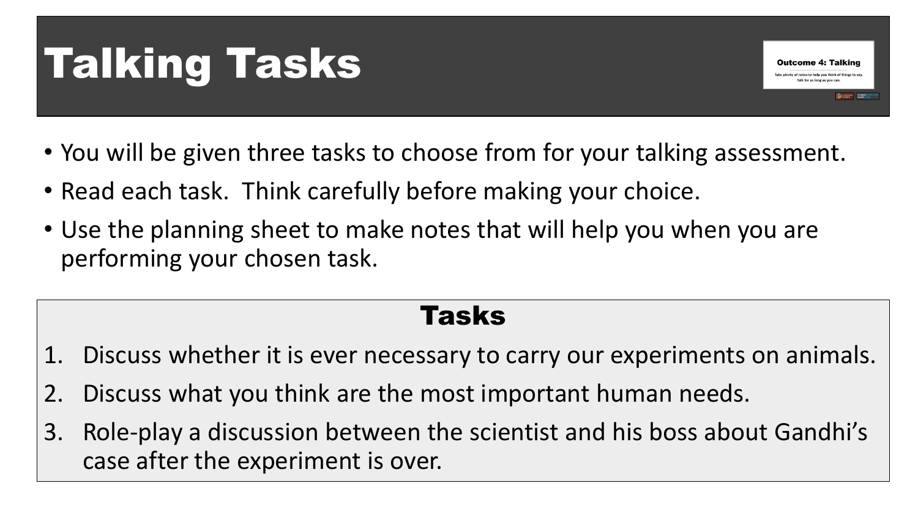# Talking Tasks

**Outcome 4: Talking**

Take plenty of notes to help you think of things to say. Talk for as long as you can.

- You will be given three tasks to choose from for your talking assessment.
- Read each task. Think carefully before making your choice.
- Use the planning sheet to make notes that will help you when you are performing your chosen task.

## Tasks

1. Discuss whether it is ever necessary to carry our experiments on animals.
2. Discuss what you think are the most important human needs.
3. Role-play a discussion between the scientist and his boss about Gandhi's case after the experiment is over.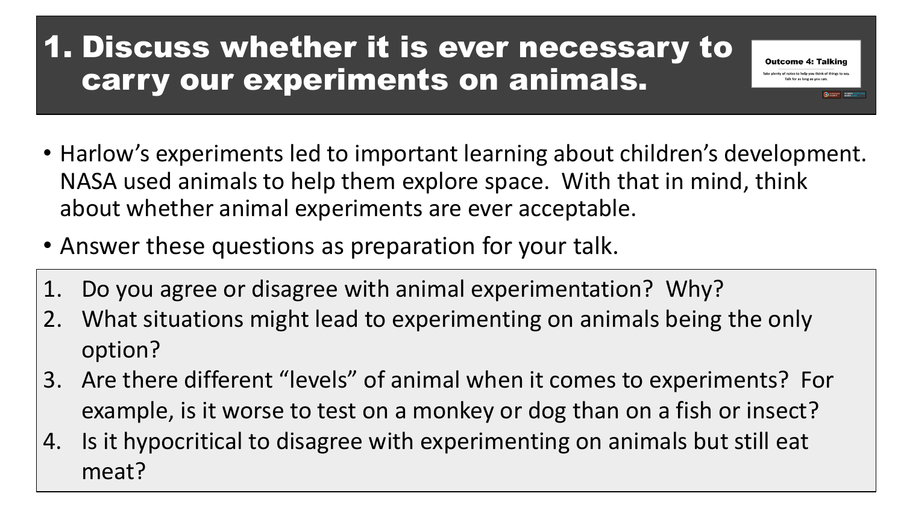# 1. Discuss whether it is ever necessary to carry our experiments on animals.

**Outcome 4: Talking**

Take plenty of notes to help you think of things to say. Talk for as long as you can.

- Harlow's experiments led to important learning about children's development. NASA used animals to help them explore space. With that in mind, think about whether animal experiments are ever acceptable.
- Answer these questions as preparation for your talk.

1. Do you agree or disagree with animal experimentation? Why?
2. What situations might lead to experimenting on animals being the only option?
3. Are there different "levels" of animal when it comes to experiments? For example, is it worse to test on a monkey or dog than on a fish or insect?
4. Is it hypocritical to disagree with experimenting on animals but still eat meat?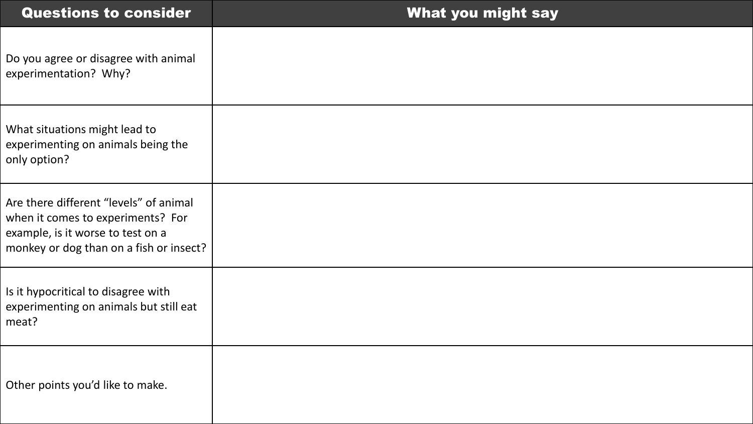| Questions to consider | What you might say |
| --- | --- |
| Do you agree or disagree with animal experimentation? Why? | |
| What situations might lead to experimenting on animals being the only option? | |
| Are there different “levels” of animal when it comes to experiments? For example, is it worse to test on a monkey or dog than on a fish or insect? | |
| Is it hypocritical to disagree with experimenting on animals but still eat meat? | |
| Other points you’d like to make. | |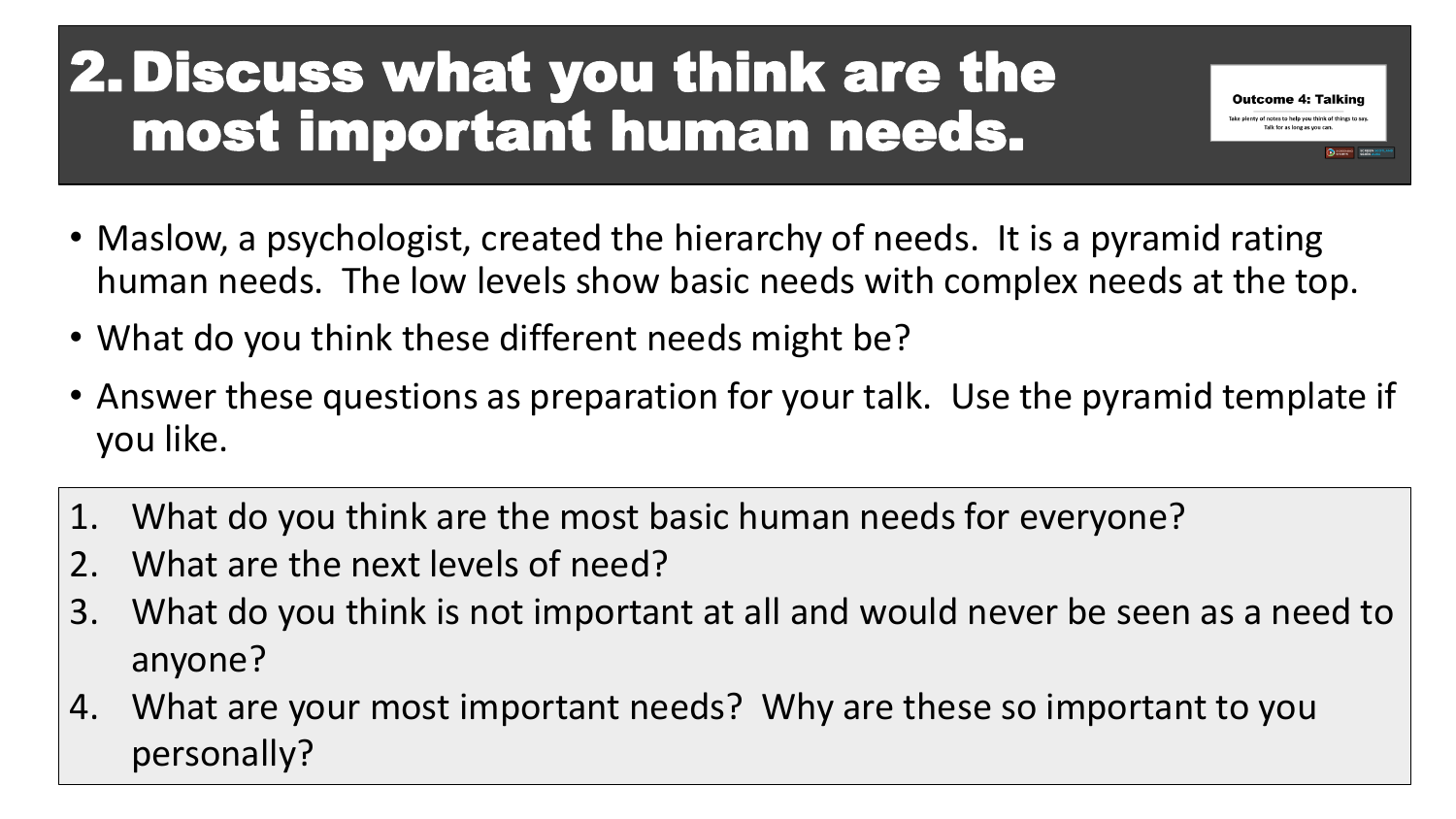# 2. Discuss what you think are the most important human needs.

**Outcome 4: Talking**

Take plenty of notes to help you think of things to say. Talk for as long as you can.

- Maslow, a psychologist, created the hierarchy of needs. It is a pyramid rating human needs. The low levels show basic needs with complex needs at the top.
- What do you think these different needs might be?
- Answer these questions as preparation for your talk. Use the pyramid template if you like.

1. What do you think are the most basic human needs for everyone?
2. What are the next levels of need?
3. What do you think is not important at all and would never be seen as a need to anyone?
4. What are your most important needs? Why are these so important to you personally?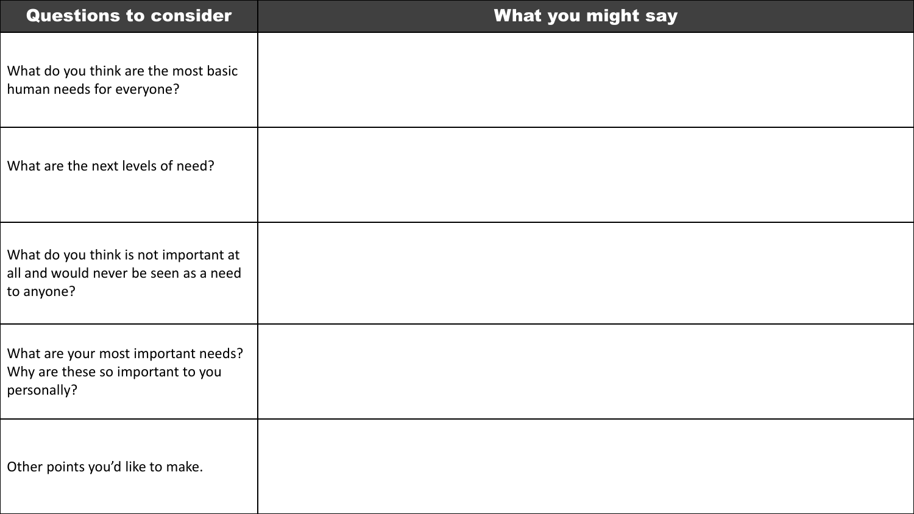| Questions to consider | What you might say |
| --- | --- |
| What do you think are the most basic human needs for everyone? | |
| What are the next levels of need? | |
| What do you think is not important at all and would never be seen as a need to anyone? | |
| What are your most important needs? Why are these so important to you personally? | |
| Other points you'd like to make. | |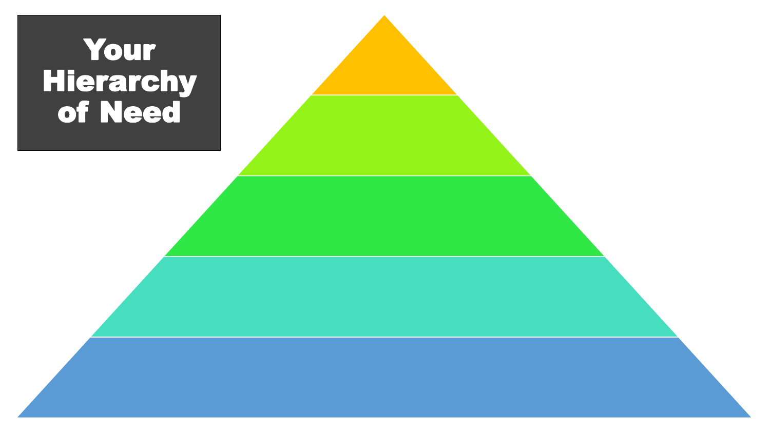# Your Hierarchy of Need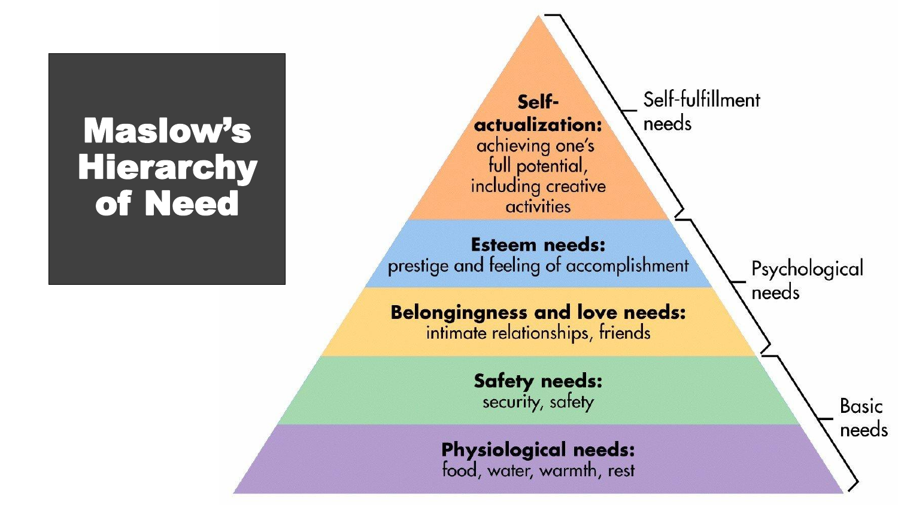# Maslow's Hierarchy of Need

**Self-actualization:** achieving one's full potential, including creative activities

**Esteem needs:** prestige and feeling of accomplishment

**Belongingness and love needs:** intimate relationships, friends

**Safety needs:** security, safety

**Physiological needs:** food, water, warmth, rest

Self-fulfillment needs

Psychological needs

Basic needs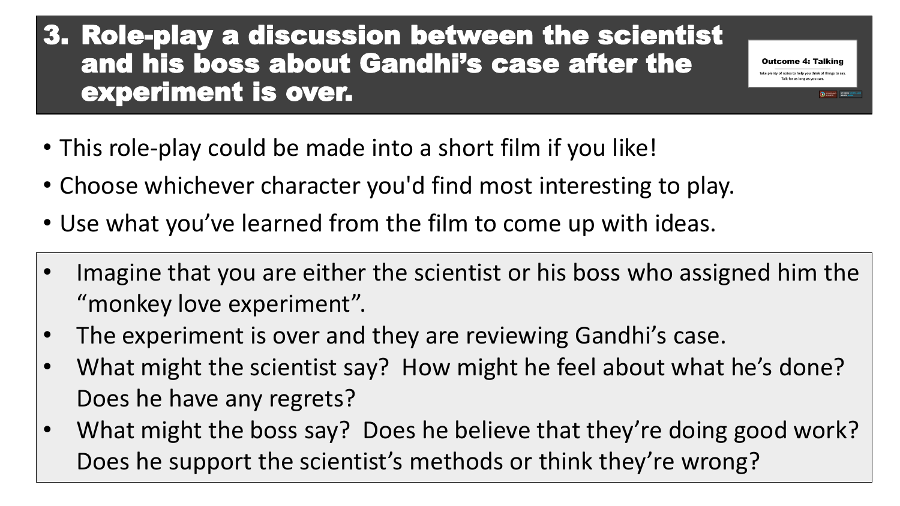# 3. Role-play a discussion between the scientist and his boss about Gandhi's case after the experiment is over.

**Outcome 4: Talking**

Take plenty of notes to help you think of things to say. Talk for as long as you can.

- This role-play could be made into a short film if you like!
- Choose whichever character you'd find most interesting to play.
- Use what you've learned from the film to come up with ideas.

- Imagine that you are either the scientist or his boss who assigned him the "monkey love experiment".
- The experiment is over and they are reviewing Gandhi's case.
- What might the scientist say? How might he feel about what he's done? Does he have any regrets?
- What might the boss say? Does he believe that they're doing good work? Does he support the scientist's methods or think they're wrong?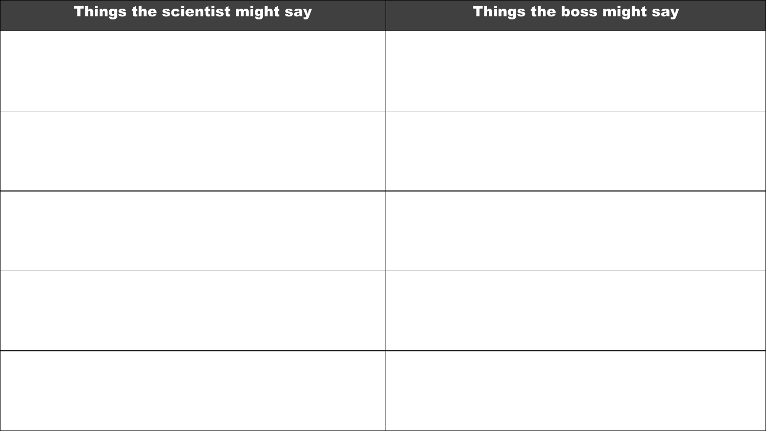| Things the scientist might say | Things the boss might say |
| --- | --- |
| | |
| | |
| | |
| | |
| | |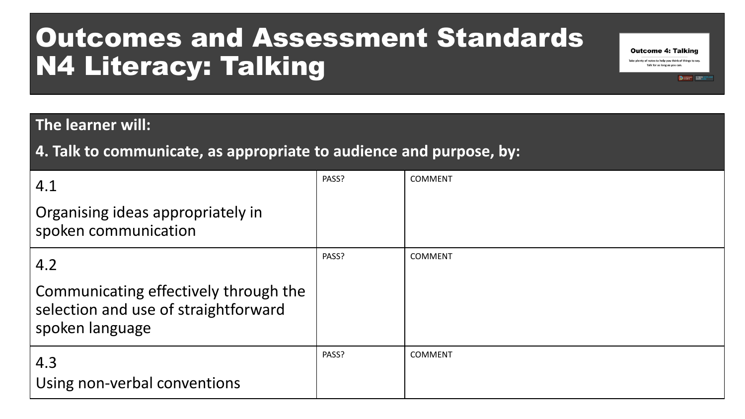# Outcomes and Assessment Standards N4 Literacy: Talking

**The learner will:**

**4. Talk to communicate, as appropriate to audience and purpose, by:**

| Standard | PASS? | COMMENT |
| --- | --- | --- |
| 4.1 Organising ideas appropriately in spoken communication | | |
| 4.2 Communicating effectively through the selection and use of straightforward spoken language | | |
| 4.3 Using non-verbal conventions | | |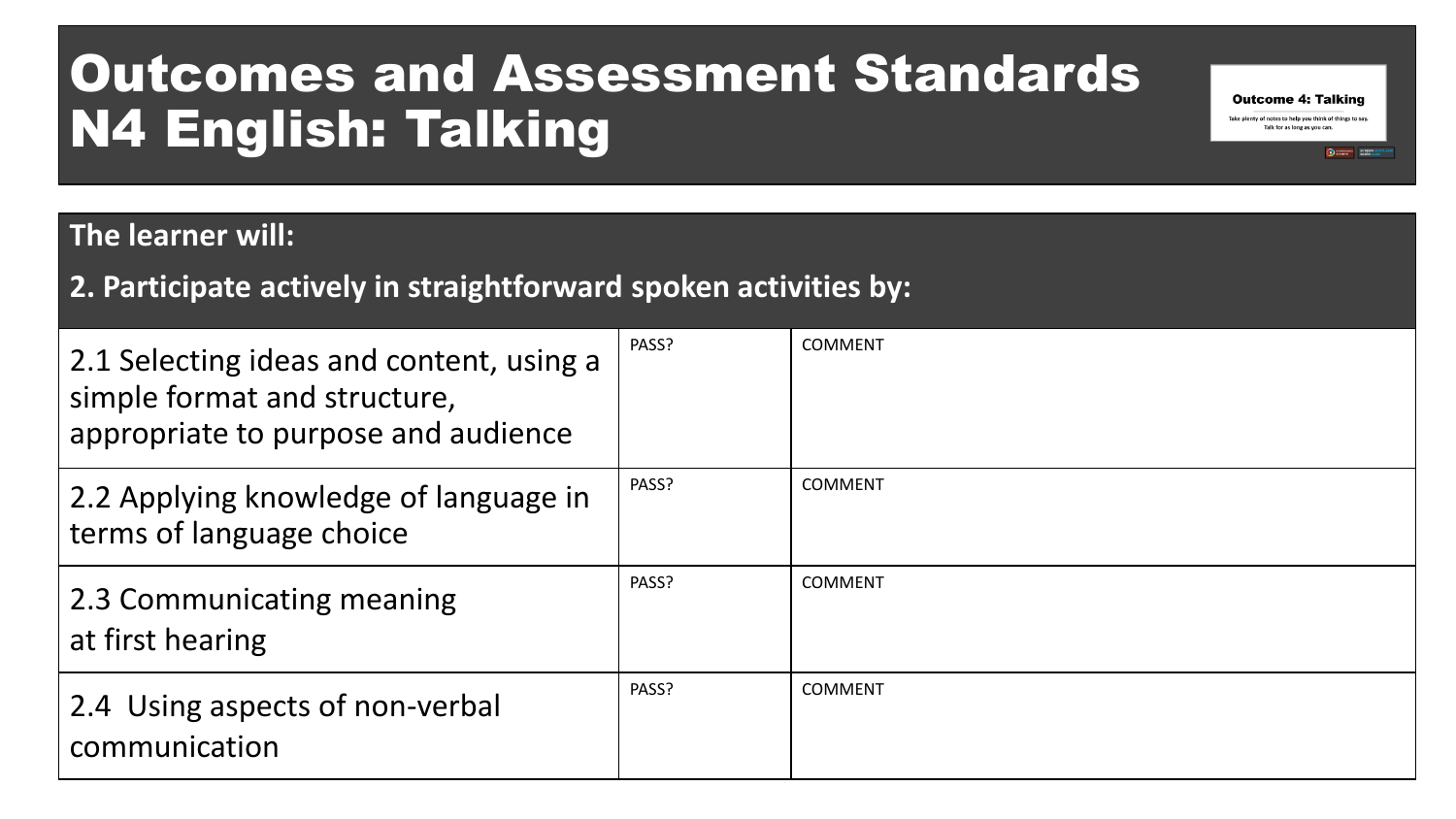# Outcomes and Assessment Standards N4 English: Talking

Outcome 4: Talking

Take plenty of notes to help you think of things to say. Talk for as long as you can.

**The learner will:**

**2. Participate actively in straightforward spoken activities by:**

| | | |
|---|---|---|
| 2.1 Selecting ideas and content, using a simple format and structure, appropriate to purpose and audience | PASS? | COMMENT |
| 2.2 Applying knowledge of language in terms of language choice | PASS? | COMMENT |
| 2.3 Communicating meaning at first hearing | PASS? | COMMENT |
| 2.4 Using aspects of non-verbal communication | PASS? | COMMENT |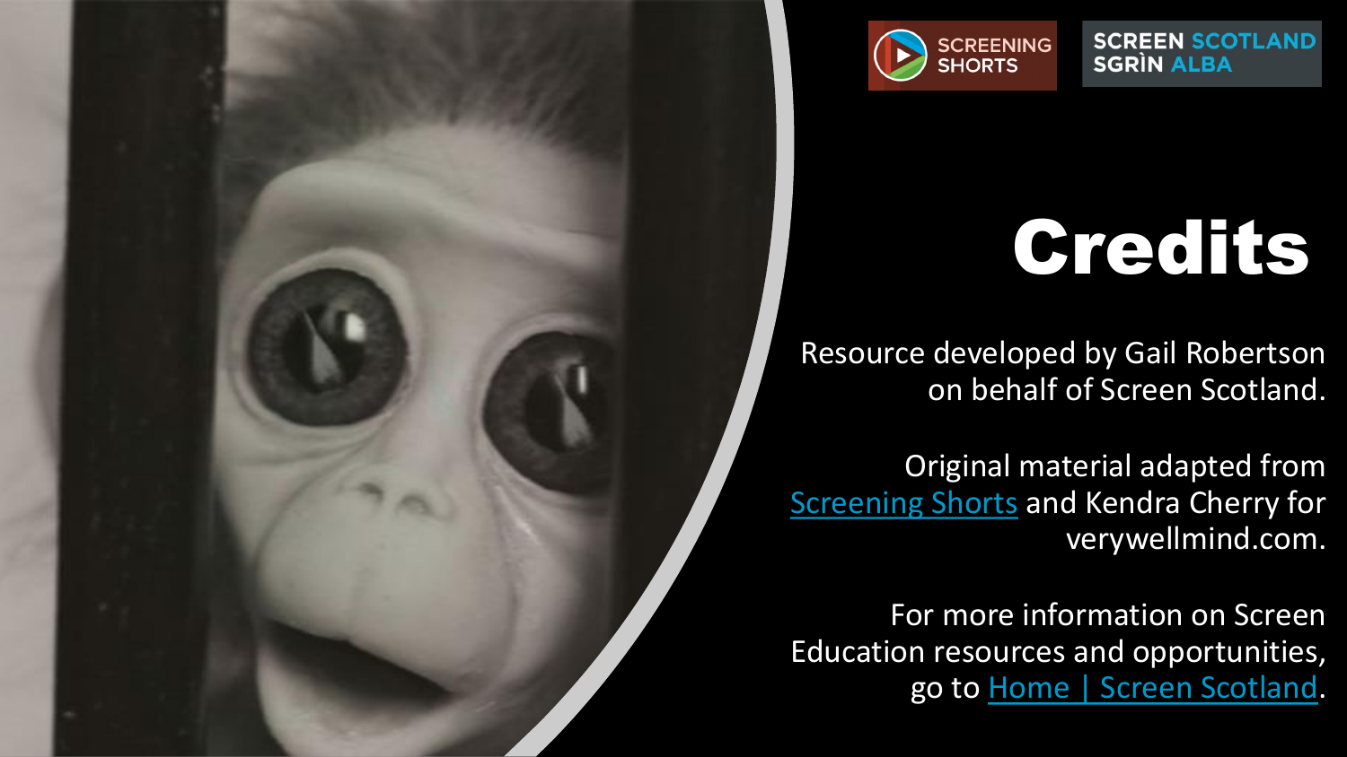SCREENING SHORTS

SCREEN SCOTLAND
SGRÌN ALBA

# Credits

Resource developed by Gail Robertson on behalf of Screen Scotland.

Original material adapted from [Screening Shorts] and Kendra Cherry for verywellmind.com.

For more information on Screen Education resources and opportunities, go to [Home | Screen Scotland].